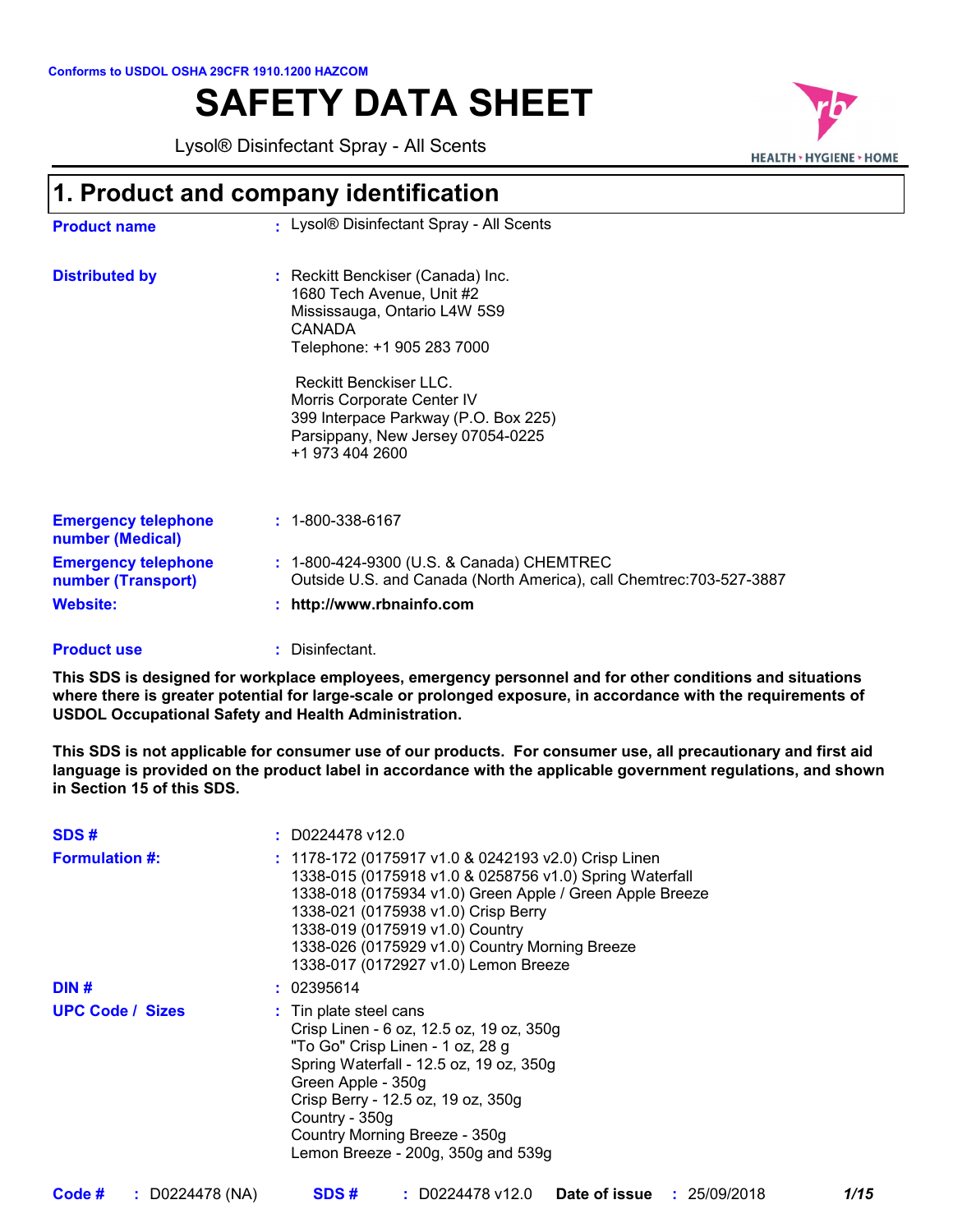Conforms to USDOL OSHA 29CFR 1910.1200 HAZCOM

# SAFETY DATA SHEET

Lysol® Disinfectant Spray - All Scents

## 1. Product and company identification

**Product name** : Lysol® Disinfectant Spray - All Scents

**Distributed by** : Reckitt Benckiser (Canada) Inc.
1680 Tech Avenue, Unit #2
Mississauga, Ontario L4W 5S9
CANADA
Telephone: +1 905 283 7000

Reckitt Benckiser LLC.
Morris Corporate Center IV
399 Interpace Parkway (P.O. Box 225)
Parsippany, New Jersey 07054-0225
+1 973 404 2600

**Emergency telephone number (Medical)** : 1-800-338-6167

**Emergency telephone number (Transport)** : 1-800-424-9300 (U.S. & Canada) CHEMTREC
Outside U.S. and Canada (North America), call Chemtrec:703-527-3887

**Website:** : **http://www.rbnainfo.com**

**Product use** : Disinfectant.

**This SDS is designed for workplace employees, emergency personnel and for other conditions and situations where there is greater potential for large-scale or prolonged exposure, in accordance with the requirements of USDOL Occupational Safety and Health Administration.**

**This SDS is not applicable for consumer use of our products. For consumer use, all precautionary and first aid language is provided on the product label in accordance with the applicable government regulations, and shown in Section 15 of this SDS.**

**SDS #** : D0224478 v12.0

**Formulation #:** : 1178-172 (0175917 v1.0 & 0242193 v2.0) Crisp Linen
1338-015 (0175918 v1.0 & 0258756 v1.0) Spring Waterfall
1338-018 (0175934 v1.0) Green Apple / Green Apple Breeze
1338-021 (0175938 v1.0) Crisp Berry
1338-019 (0175919 v1.0) Country
1338-026 (0175929 v1.0) Country Morning Breeze
1338-017 (0172927 v1.0) Lemon Breeze

**DIN #** : 02395614

**UPC Code / Sizes** : Tin plate steel cans
Crisp Linen - 6 oz, 12.5 oz, 19 oz, 350g
"To Go" Crisp Linen - 1 oz, 28 g
Spring Waterfall - 12.5 oz, 19 oz, 350g
Green Apple - 350g
Crisp Berry - 12.5 oz, 19 oz, 350g
Country - 350g
Country Morning Breeze - 350g
Lemon Breeze - 200g, 350g and 539g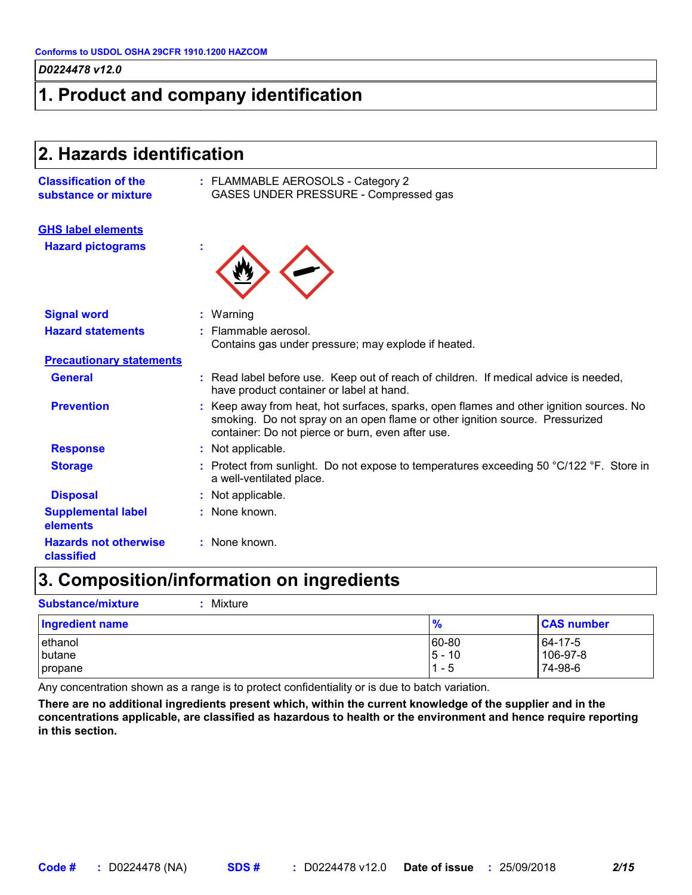Conforms to USDOL OSHA 29CFR 1910.1200 HAZCOM

*D0224478 v12.0*

## 1. Product and company identification

## 2. Hazards identification

**Classification of the substance or mixture** : FLAMMABLE AEROSOLS - Category 2
GASES UNDER PRESSURE - Compressed gas

**GHS label elements**

**Hazard pictograms** :

**Signal word** : Warning

**Hazard statements** : Flammable aerosol.
Contains gas under pressure; may explode if heated.

**Precautionary statements**

**General** : Read label before use. Keep out of reach of children. If medical advice is needed, have product container or label at hand.

**Prevention** : Keep away from heat, hot surfaces, sparks, open flames and other ignition sources. No smoking. Do not spray on an open flame or other ignition source. Pressurized container: Do not pierce or burn, even after use.

**Response** : Not applicable.

**Storage** : Protect from sunlight. Do not expose to temperatures exceeding 50 °C/122 °F. Store in a well-ventilated place.

**Disposal** : Not applicable.

**Supplemental label elements** : None known.

**Hazards not otherwise classified** : None known.

## 3. Composition/information on ingredients

**Substance/mixture** : Mixture

| Ingredient name | % | CAS number |
| --- | --- | --- |
| ethanol | 60-80 | 64-17-5 |
| butane | 5 - 10 | 106-97-8 |
| propane | 1 - 5 | 74-98-6 |

Any concentration shown as a range is to protect confidentiality or is due to batch variation.

**There are no additional ingredients present which, within the current knowledge of the supplier and in the concentrations applicable, are classified as hazardous to health or the environment and hence require reporting in this section.**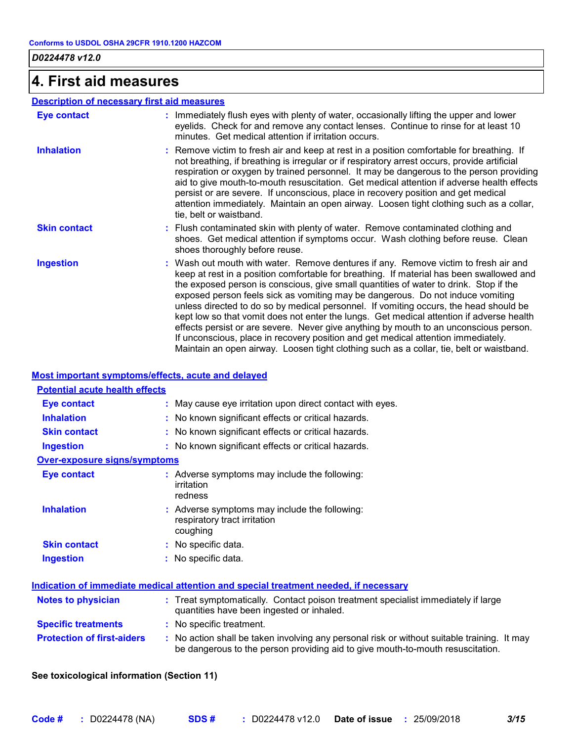# 4. First aid measures

## Description of necessary first aid measures

| | |
|---|---|
| **Eye contact** | Immediately flush eyes with plenty of water, occasionally lifting the upper and lower eyelids. Check for and remove any contact lenses. Continue to rinse for at least 10 minutes. Get medical attention if irritation occurs. |
| **Inhalation** | Remove victim to fresh air and keep at rest in a position comfortable for breathing. If not breathing, if breathing is irregular or if respiratory arrest occurs, provide artificial respiration or oxygen by trained personnel. It may be dangerous to the person providing aid to give mouth-to-mouth resuscitation. Get medical attention if adverse health effects persist or are severe. If unconscious, place in recovery position and get medical attention immediately. Maintain an open airway. Loosen tight clothing such as a collar, tie, belt or waistband. |
| **Skin contact** | Flush contaminated skin with plenty of water. Remove contaminated clothing and shoes. Get medical attention if symptoms occur. Wash clothing before reuse. Clean shoes thoroughly before reuse. |
| **Ingestion** | Wash out mouth with water. Remove dentures if any. Remove victim to fresh air and keep at rest in a position comfortable for breathing. If material has been swallowed and the exposed person is conscious, give small quantities of water to drink. Stop if the exposed person feels sick as vomiting may be dangerous. Do not induce vomiting unless directed to do so by medical personnel. If vomiting occurs, the head should be kept low so that vomit does not enter the lungs. Get medical attention if adverse health effects persist or are severe. Never give anything by mouth to an unconscious person. If unconscious, place in recovery position and get medical attention immediately. Maintain an open airway. Loosen tight clothing such as a collar, tie, belt or waistband. |

## Most important symptoms/effects, acute and delayed

### Potential acute health effects

| | |
|---|---|
| **Eye contact** | May cause eye irritation upon direct contact with eyes. |
| **Inhalation** | No known significant effects or critical hazards. |
| **Skin contact** | No known significant effects or critical hazards. |
| **Ingestion** | No known significant effects or critical hazards. |

### Over-exposure signs/symptoms

| | |
|---|---|
| **Eye contact** | Adverse symptoms may include the following:<br>irritation<br>redness |
| **Inhalation** | Adverse symptoms may include the following:<br>respiratory tract irritation<br>coughing |
| **Skin contact** | No specific data. |
| **Ingestion** | No specific data. |

## Indication of immediate medical attention and special treatment needed, if necessary

| | |
|---|---|
| **Notes to physician** | Treat symptomatically. Contact poison treatment specialist immediately if large quantities have been ingested or inhaled. |
| **Specific treatments** | No specific treatment. |
| **Protection of first-aiders** | No action shall be taken involving any personal risk or without suitable training. It may be dangerous to the person providing aid to give mouth-to-mouth resuscitation. |

**See toxicological information (Section 11)**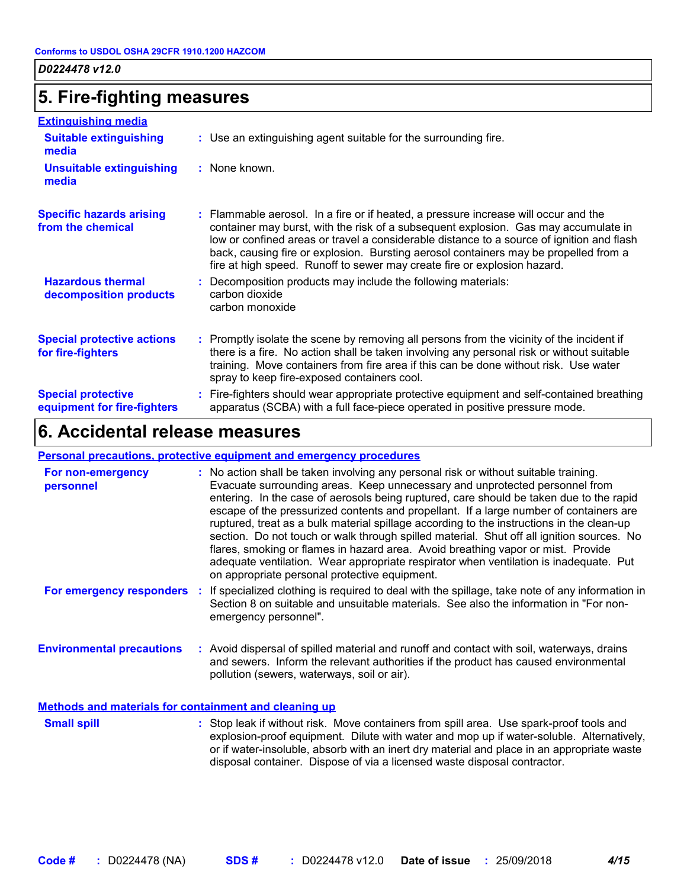## 5. Fire-fighting measures

**Extinguishing media**

**Suitable extinguishing media** : Use an extinguishing agent suitable for the surrounding fire.

**Unsuitable extinguishing media** : None known.

**Specific hazards arising from the chemical** : Flammable aerosol. In a fire or if heated, a pressure increase will occur and the container may burst, with the risk of a subsequent explosion. Gas may accumulate in low or confined areas or travel a considerable distance to a source of ignition and flash back, causing fire or explosion. Bursting aerosol containers may be propelled from a fire at high speed. Runoff to sewer may create fire or explosion hazard.

**Hazardous thermal decomposition products** : Decomposition products may include the following materials:
carbon dioxide
carbon monoxide

**Special protective actions for fire-fighters** : Promptly isolate the scene by removing all persons from the vicinity of the incident if there is a fire. No action shall be taken involving any personal risk or without suitable training. Move containers from fire area if this can be done without risk. Use water spray to keep fire-exposed containers cool.

**Special protective equipment for fire-fighters** : Fire-fighters should wear appropriate protective equipment and self-contained breathing apparatus (SCBA) with a full face-piece operated in positive pressure mode.

## 6. Accidental release measures

**Personal precautions, protective equipment and emergency procedures**

**For non-emergency personnel** : No action shall be taken involving any personal risk or without suitable training. Evacuate surrounding areas. Keep unnecessary and unprotected personnel from entering. In the case of aerosols being ruptured, care should be taken due to the rapid escape of the pressurized contents and propellant. If a large number of containers are ruptured, treat as a bulk material spillage according to the instructions in the clean-up section. Do not touch or walk through spilled material. Shut off all ignition sources. No flares, smoking or flames in hazard area. Avoid breathing vapor or mist. Provide adequate ventilation. Wear appropriate respirator when ventilation is inadequate. Put on appropriate personal protective equipment.

**For emergency responders** : If specialized clothing is required to deal with the spillage, take note of any information in Section 8 on suitable and unsuitable materials. See also the information in "For non-emergency personnel".

**Environmental precautions** : Avoid dispersal of spilled material and runoff and contact with soil, waterways, drains and sewers. Inform the relevant authorities if the product has caused environmental pollution (sewers, waterways, soil or air).

**Methods and materials for containment and cleaning up**

**Small spill** : Stop leak if without risk. Move containers from spill area. Use spark-proof tools and explosion-proof equipment. Dilute with water and mop up if water-soluble. Alternatively, or if water-insoluble, absorb with an inert dry material and place in an appropriate waste disposal container. Dispose of via a licensed waste disposal contractor.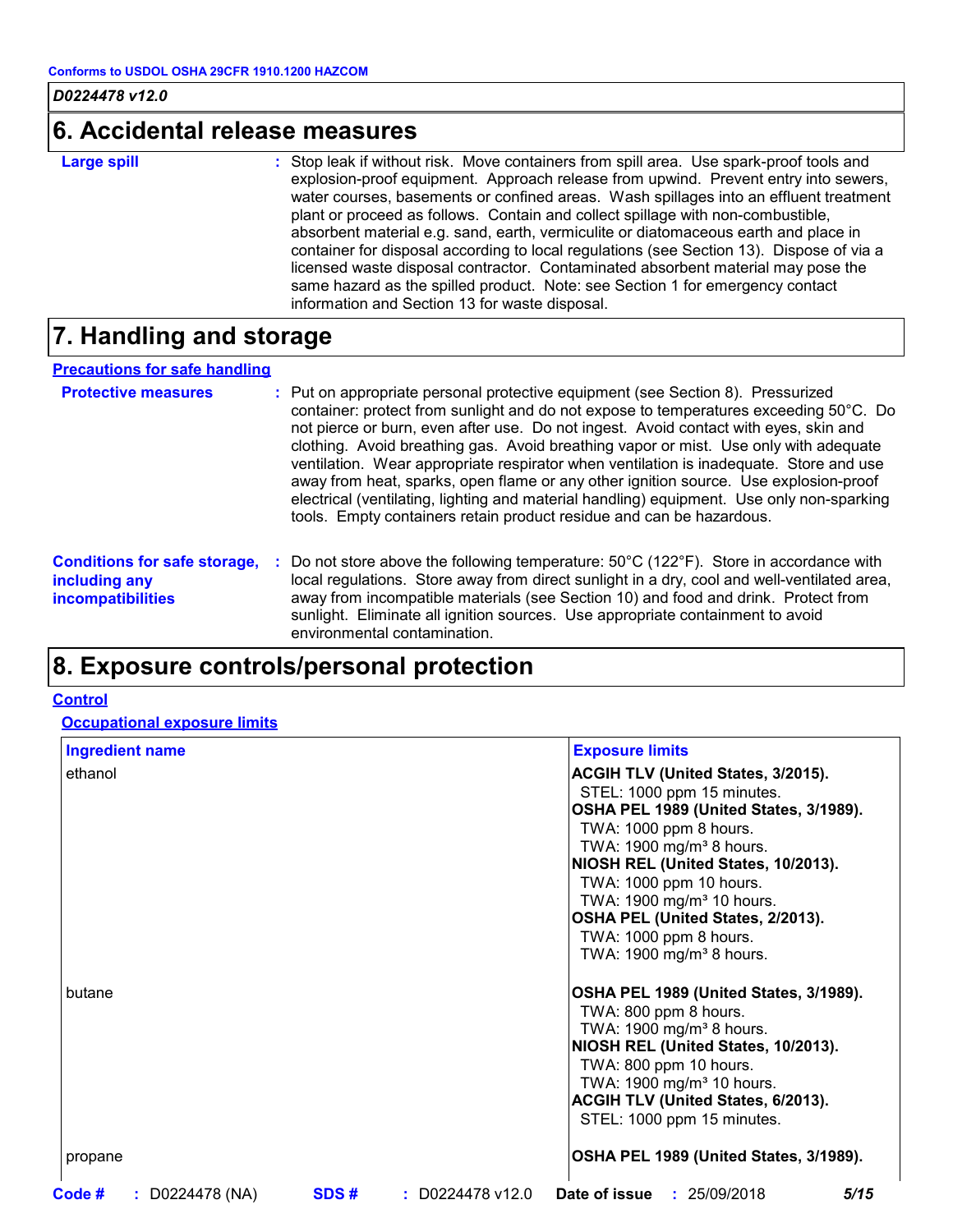## 6. Accidental release measures

**Large spill** : Stop leak if without risk. Move containers from spill area. Use spark-proof tools and explosion-proof equipment. Approach release from upwind. Prevent entry into sewers, water courses, basements or confined areas. Wash spillages into an effluent treatment plant or proceed as follows. Contain and collect spillage with non-combustible, absorbent material e.g. sand, earth, vermiculite or diatomaceous earth and place in container for disposal according to local regulations (see Section 13). Dispose of via a licensed waste disposal contractor. Contaminated absorbent material may pose the same hazard as the spilled product. Note: see Section 1 for emergency contact information and Section 13 for waste disposal.

## 7. Handling and storage

**Precautions for safe handling**

**Protective measures** : Put on appropriate personal protective equipment (see Section 8). Pressurized container: protect from sunlight and do not expose to temperatures exceeding 50°C. Do not pierce or burn, even after use. Do not ingest. Avoid contact with eyes, skin and clothing. Avoid breathing gas. Avoid breathing vapor or mist. Use only with adequate ventilation. Wear appropriate respirator when ventilation is inadequate. Store and use away from heat, sparks, open flame or any other ignition source. Use explosion-proof electrical (ventilating, lighting and material handling) equipment. Use only non-sparking tools. Empty containers retain product residue and can be hazardous.

**Conditions for safe storage, including any incompatibilities** : Do not store above the following temperature: 50°C (122°F). Store in accordance with local regulations. Store away from direct sunlight in a dry, cool and well-ventilated area, away from incompatible materials (see Section 10) and food and drink. Protect from sunlight. Eliminate all ignition sources. Use appropriate containment to avoid environmental contamination.

## 8. Exposure controls/personal protection

**Control**

**Occupational exposure limits**

| Ingredient name | Exposure limits |
|---|---|
| ethanol | **ACGIH TLV (United States, 3/2015).**<br>STEL: 1000 ppm 15 minutes.<br>**OSHA PEL 1989 (United States, 3/1989).**<br>TWA: 1000 ppm 8 hours.<br>TWA: 1900 mg/m³ 8 hours.<br>**NIOSH REL (United States, 10/2013).**<br>TWA: 1000 ppm 10 hours.<br>TWA: 1900 mg/m³ 10 hours.<br>**OSHA PEL (United States, 2/2013).**<br>TWA: 1000 ppm 8 hours.<br>TWA: 1900 mg/m³ 8 hours. |
| butane | **OSHA PEL 1989 (United States, 3/1989).**<br>TWA: 800 ppm 8 hours.<br>TWA: 1900 mg/m³ 8 hours.<br>**NIOSH REL (United States, 10/2013).**<br>TWA: 800 ppm 10 hours.<br>TWA: 1900 mg/m³ 10 hours.<br>**ACGIH TLV (United States, 6/2013).**<br>STEL: 1000 ppm 15 minutes. |
| propane | **OSHA PEL 1989 (United States, 3/1989).** |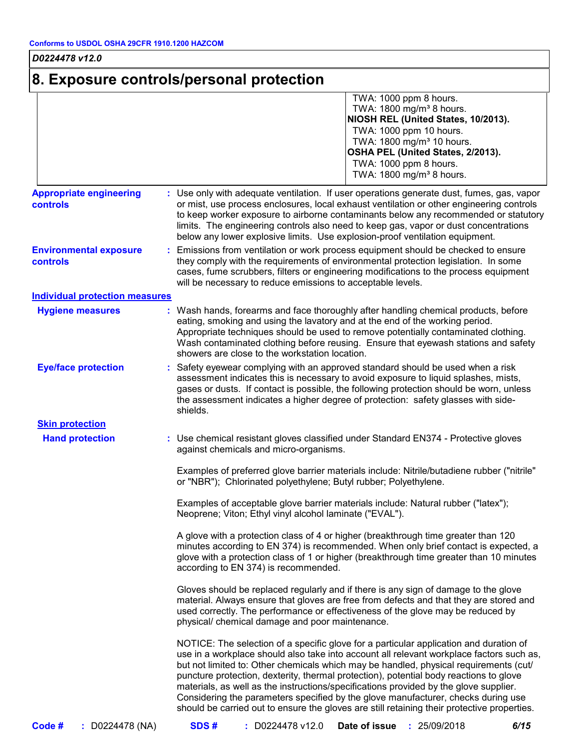## 8. Exposure controls/personal protection

| | |
|---|---|
| | TWA: 1000 ppm 8 hours.<br>TWA: 1800 mg/m³ 8 hours.<br>**NIOSH REL (United States, 10/2013).**<br>TWA: 1000 ppm 10 hours.<br>TWA: 1800 mg/m³ 10 hours.<br>**OSHA PEL (United States, 2/2013).**<br>TWA: 1000 ppm 8 hours.<br>TWA: 1800 mg/m³ 8 hours. |

**Appropriate engineering controls** : Use only with adequate ventilation. If user operations generate dust, fumes, gas, vapor or mist, use process enclosures, local exhaust ventilation or other engineering controls to keep worker exposure to airborne contaminants below any recommended or statutory limits. The engineering controls also need to keep gas, vapor or dust concentrations below any lower explosive limits. Use explosion-proof ventilation equipment.

**Environmental exposure controls** : Emissions from ventilation or work process equipment should be checked to ensure they comply with the requirements of environmental protection legislation. In some cases, fume scrubbers, filters or engineering modifications to the process equipment will be necessary to reduce emissions to acceptable levels.

**Individual protection measures**

**Hygiene measures** : Wash hands, forearms and face thoroughly after handling chemical products, before eating, smoking and using the lavatory and at the end of the working period. Appropriate techniques should be used to remove potentially contaminated clothing. Wash contaminated clothing before reusing. Ensure that eyewash stations and safety showers are close to the workstation location.

**Eye/face protection** : Safety eyewear complying with an approved standard should be used when a risk assessment indicates this is necessary to avoid exposure to liquid splashes, mists, gases or dusts. If contact is possible, the following protection should be worn, unless the assessment indicates a higher degree of protection: safety glasses with side-shields.

**Skin protection**

**Hand protection** : Use chemical resistant gloves classified under Standard EN374 - Protective gloves against chemicals and micro-organisms.

Examples of preferred glove barrier materials include: Nitrile/butadiene rubber ("nitrile" or "NBR"); Chlorinated polyethylene; Butyl rubber; Polyethylene.

Examples of acceptable glove barrier materials include: Natural rubber ("latex"); Neoprene; Viton; Ethyl vinyl alcohol laminate ("EVAL").

A glove with a protection class of 4 or higher (breakthrough time greater than 120 minutes according to EN 374) is recommended. When only brief contact is expected, a glove with a protection class of 1 or higher (breakthrough time greater than 10 minutes according to EN 374) is recommended.

Gloves should be replaced regularly and if there is any sign of damage to the glove material. Always ensure that gloves are free from defects and that they are stored and used correctly. The performance or effectiveness of the glove may be reduced by physical/ chemical damage and poor maintenance.

NOTICE: The selection of a specific glove for a particular application and duration of use in a workplace should also take into account all relevant workplace factors such as, but not limited to: Other chemicals which may be handled, physical requirements (cut/ puncture protection, dexterity, thermal protection), potential body reactions to glove materials, as well as the instructions/specifications provided by the glove supplier. Considering the parameters specified by the glove manufacturer, checks during use should be carried out to ensure the gloves are still retaining their protective properties.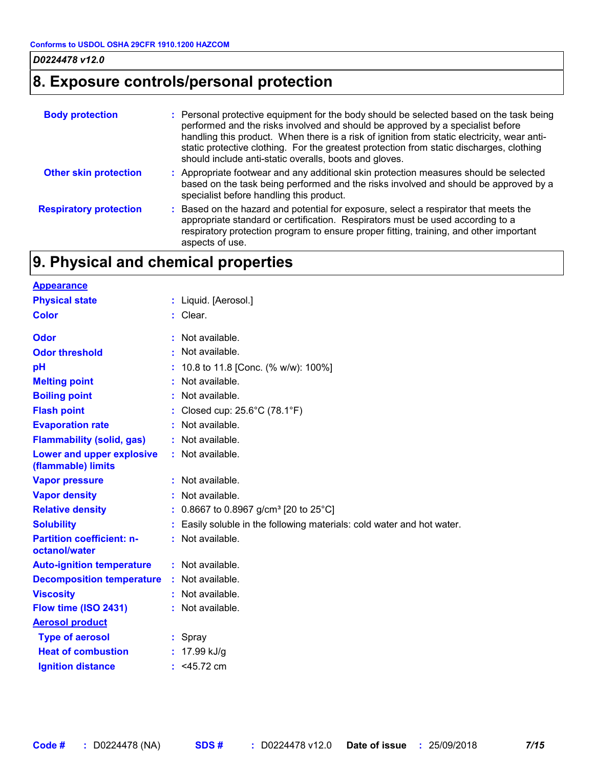## 8. Exposure controls/personal protection

| | |
|---|---|
| **Body protection** | Personal protective equipment for the body should be selected based on the task being performed and the risks involved and should be approved by a specialist before handling this product. When there is a risk of ignition from static electricity, wear anti-static protective clothing. For the greatest protection from static discharges, clothing should include anti-static overalls, boots and gloves. |
| **Other skin protection** | Appropriate footwear and any additional skin protection measures should be selected based on the task being performed and the risks involved and should be approved by a specialist before handling this product. |
| **Respiratory protection** | Based on the hazard and potential for exposure, select a respirator that meets the appropriate standard or certification. Respirators must be used according to a respiratory protection program to ensure proper fitting, training, and other important aspects of use. |

## 9. Physical and chemical properties

**Appearance**

| | |
|---|---|
| **Physical state** | Liquid. [Aerosol.] |
| **Color** | Clear. |
| **Odor** | Not available. |
| **Odor threshold** | Not available. |
| **pH** | 10.8 to 11.8 [Conc. (% w/w): 100%] |
| **Melting point** | Not available. |
| **Boiling point** | Not available. |
| **Flash point** | Closed cup: 25.6°C (78.1°F) |
| **Evaporation rate** | Not available. |
| **Flammability (solid, gas)** | Not available. |
| **Lower and upper explosive (flammable) limits** | Not available. |
| **Vapor pressure** | Not available. |
| **Vapor density** | Not available. |
| **Relative density** | 0.8667 to 0.8967 g/cm³ [20 to 25°C] |
| **Solubility** | Easily soluble in the following materials: cold water and hot water. |
| **Partition coefficient: n-octanol/water** | Not available. |
| **Auto-ignition temperature** | Not available. |
| **Decomposition temperature** | Not available. |
| **Viscosity** | Not available. |
| **Flow time (ISO 2431)** | Not available. |

**Aerosol product**

| | |
|---|---|
| **Type of aerosol** | Spray |
| **Heat of combustion** | 17.99 kJ/g |
| **Ignition distance** | <45.72 cm |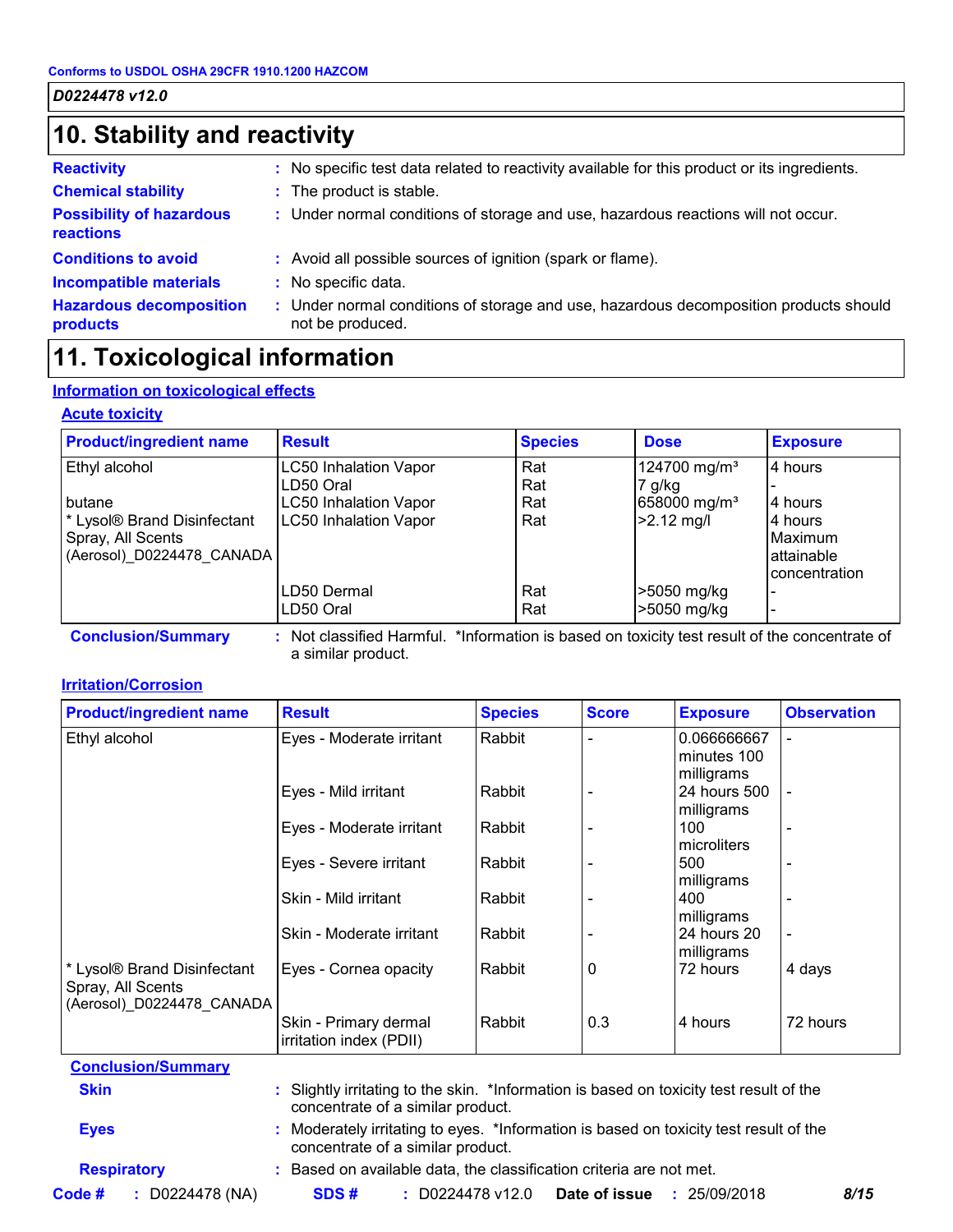## 10. Stability and reactivity

**Reactivity** : No specific test data related to reactivity available for this product or its ingredients.

**Chemical stability** : The product is stable.

**Possibility of hazardous reactions** : Under normal conditions of storage and use, hazardous reactions will not occur.

**Conditions to avoid** : Avoid all possible sources of ignition (spark or flame).

**Incompatible materials** : No specific data.

**Hazardous decomposition products** : Under normal conditions of storage and use, hazardous decomposition products should not be produced.

## 11. Toxicological information

### Information on toxicological effects

#### Acute toxicity

| Product/ingredient name | Result | Species | Dose | Exposure |
|---|---|---|---|---|
| Ethyl alcohol | LC50 Inhalation Vapor | Rat | 124700 mg/m³ | 4 hours |
| | LD50 Oral | Rat | 7 g/kg | - |
| butane | LC50 Inhalation Vapor | Rat | 658000 mg/m³ | 4 hours |
| * Lysol® Brand Disinfectant Spray, All Scents (Aerosol)_D0224478_CANADA | LC50 Inhalation Vapor | Rat | >2.12 mg/l | 4 hours Maximum attainable concentration |
| | LD50 Dermal | Rat | >5050 mg/kg | - |
| | LD50 Oral | Rat | >5050 mg/kg | - |

**Conclusion/Summary** : Not classified Harmful. *Information is based on toxicity test result of the concentrate of a similar product.

#### Irritation/Corrosion

| Product/ingredient name | Result | Species | Score | Exposure | Observation |
|---|---|---|---|---|---|
| Ethyl alcohol | Eyes - Moderate irritant | Rabbit | - | 0.066666667 minutes 100 milligrams | - |
| | Eyes - Mild irritant | Rabbit | - | 24 hours 500 milligrams | - |
| | Eyes - Moderate irritant | Rabbit | - | 100 microliters | - |
| | Eyes - Severe irritant | Rabbit | - | 500 milligrams | - |
| | Skin - Mild irritant | Rabbit | - | 400 milligrams | - |
| | Skin - Moderate irritant | Rabbit | - | 24 hours 20 milligrams | - |
| * Lysol® Brand Disinfectant Spray, All Scents (Aerosol)_D0224478_CANADA | Eyes - Cornea opacity | Rabbit | 0 | 72 hours | 4 days |
| | Skin - Primary dermal irritation index (PDII) | Rabbit | 0.3 | 4 hours | 72 hours |

**Conclusion/Summary**

**Skin** : Slightly irritating to the skin. *Information is based on toxicity test result of the concentrate of a similar product.

**Eyes** : Moderately irritating to eyes. *Information is based on toxicity test result of the concentrate of a similar product.

**Respiratory** : Based on available data, the classification criteria are not met.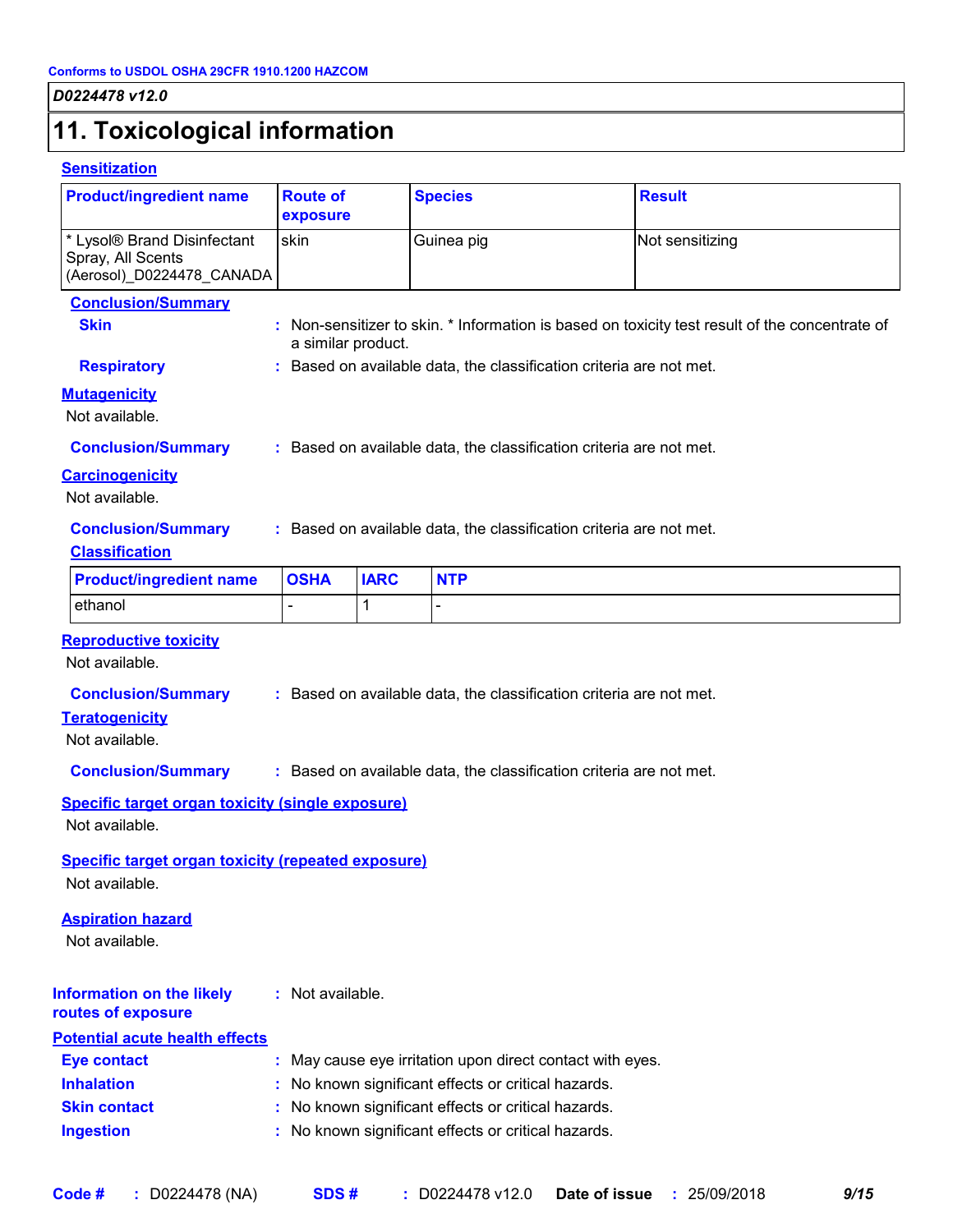## 11. Toxicological information

### Sensitization

| Product/ingredient name | Route of exposure | Species | Result |
|---|---|---|---|
| * Lysol® Brand Disinfectant Spray, All Scents (Aerosol)_D0224478_CANADA | skin | Guinea pig | Not sensitizing |

**Conclusion/Summary**

**Skin** : Non-sensitizer to skin. * Information is based on toxicity test result of the concentrate of a similar product.

**Respiratory** : Based on available data, the classification criteria are not met.

### Mutagenicity

Not available.

**Conclusion/Summary** : Based on available data, the classification criteria are not met.

### Carcinogenicity

Not available.

**Conclusion/Summary** : Based on available data, the classification criteria are not met.

**Classification**

| Product/ingredient name | OSHA | IARC | NTP |
|---|---|---|---|
| ethanol | - | 1 | - |

### Reproductive toxicity

Not available.

**Conclusion/Summary** : Based on available data, the classification criteria are not met.

### Teratogenicity

Not available.

**Conclusion/Summary** : Based on available data, the classification criteria are not met.

### Specific target organ toxicity (single exposure)

Not available.

### Specific target organ toxicity (repeated exposure)

Not available.

### Aspiration hazard

Not available.

**Information on the likely routes of exposure** : Not available.

### Potential acute health effects

**Eye contact** : May cause eye irritation upon direct contact with eyes.

**Inhalation** : No known significant effects or critical hazards.

**Skin contact** : No known significant effects or critical hazards.

**Ingestion** : No known significant effects or critical hazards.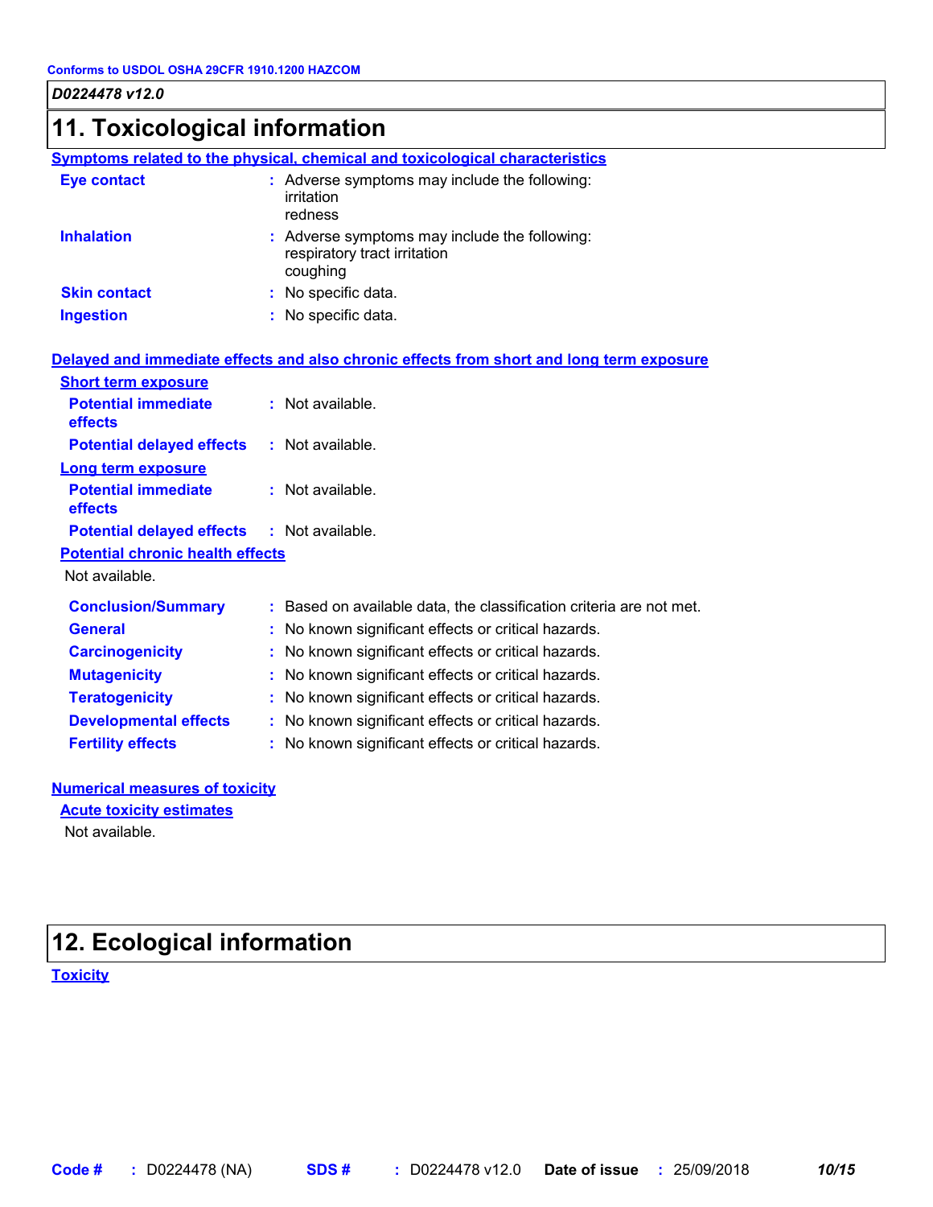## 11. Toxicological information

### Symptoms related to the physical, chemical and toxicological characteristics

| | | |
|---|---|---|
| **Eye contact** | : | Adverse symptoms may include the following: irritation redness |
| **Inhalation** | : | Adverse symptoms may include the following: respiratory tract irritation coughing |
| **Skin contact** | : | No specific data. |
| **Ingestion** | : | No specific data. |

### Delayed and immediate effects and also chronic effects from short and long term exposure

**Short term exposure**

| | | |
|---|---|---|
| **Potential immediate effects** | : | Not available. |
| **Potential delayed effects** | : | Not available. |

**Long term exposure**

| | | |
|---|---|---|
| **Potential immediate effects** | : | Not available. |
| **Potential delayed effects** | : | Not available. |

**Potential chronic health effects**

Not available.

| | | |
|---|---|---|
| **Conclusion/Summary** | : | Based on available data, the classification criteria are not met. |
| **General** | : | No known significant effects or critical hazards. |
| **Carcinogenicity** | : | No known significant effects or critical hazards. |
| **Mutagenicity** | : | No known significant effects or critical hazards. |
| **Teratogenicity** | : | No known significant effects or critical hazards. |
| **Developmental effects** | : | No known significant effects or critical hazards. |
| **Fertility effects** | : | No known significant effects or critical hazards. |

### Numerical measures of toxicity

**Acute toxicity estimates**

Not available.

## 12. Ecological information

### Toxicity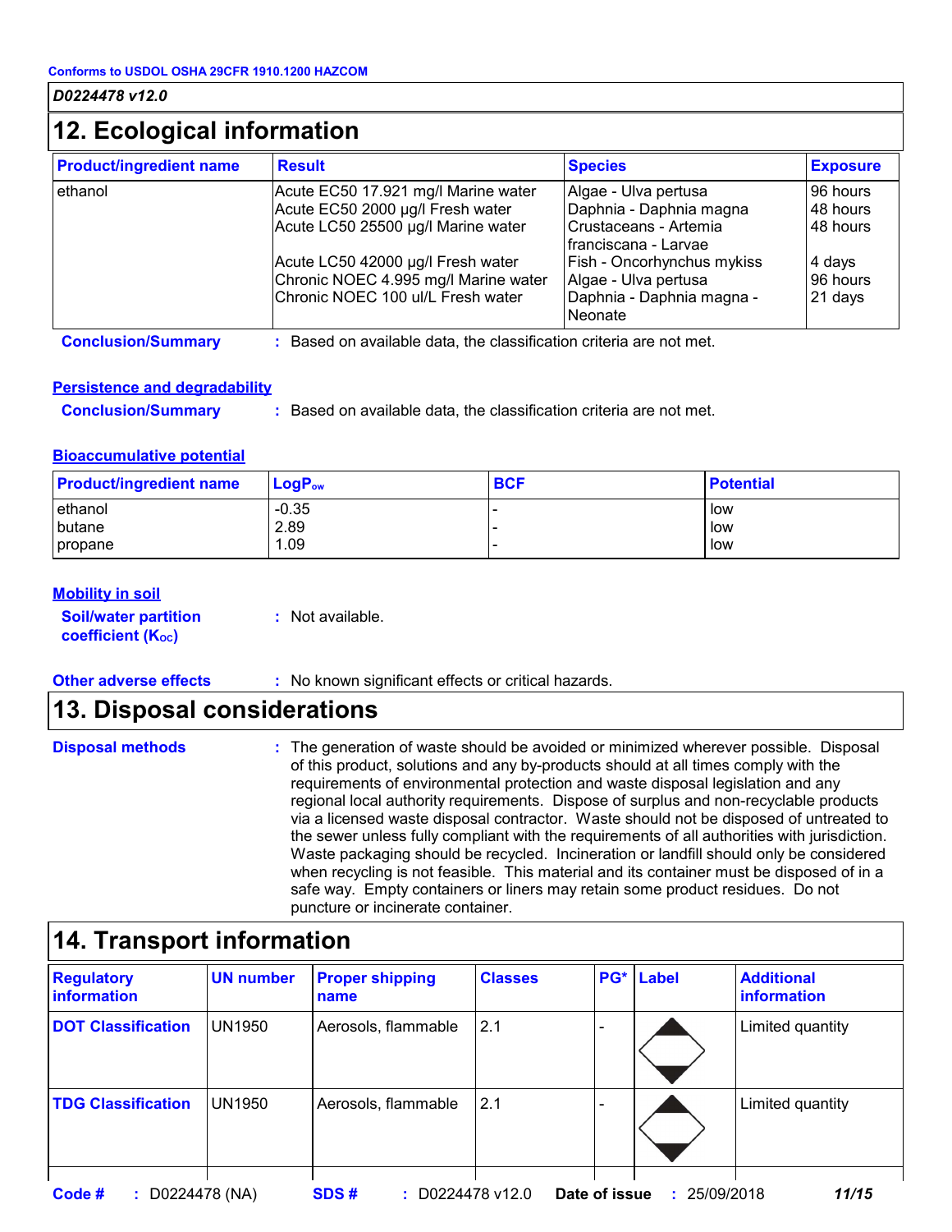Conforms to USDOL OSHA 29CFR 1910.1200 HAZCOM

*D0224478 v12.0*

## 12. Ecological information

| Product/ingredient name | Result | Species | Exposure |
|---|---|---|---|
| ethanol | Acute EC50 17.921 mg/l Marine water | Algae - Ulva pertusa | 96 hours |
| | Acute EC50 2000 µg/l Fresh water | Daphnia - Daphnia magna | 48 hours |
| | Acute LC50 25500 µg/l Marine water | Crustaceans - Artemia franciscana - Larvae | 48 hours |
| | Acute LC50 42000 µg/l Fresh water | Fish - Oncorhynchus mykiss | 4 days |
| | Chronic NOEC 4.995 mg/l Marine water | Algae - Ulva pertusa | 96 hours |
| | Chronic NOEC 100 ul/L Fresh water | Daphnia - Daphnia magna - Neonate | 21 days |

**Conclusion/Summary** : Based on available data, the classification criteria are not met.

### Persistence and degradability

**Conclusion/Summary** : Based on available data, the classification criteria are not met.

### Bioaccumulative potential

| Product/ingredient name | $LogP_{ow}$ | BCF | Potential |
|---|---|---|---|
| ethanol | -0.35 | - | low |
| butane | 2.89 | - | low |
| propane | 1.09 | - | low |

### Mobility in soil

**Soil/water partition coefficient ($K_{OC}$)** : Not available.

**Other adverse effects** : No known significant effects or critical hazards.

## 13. Disposal considerations

**Disposal methods** : The generation of waste should be avoided or minimized wherever possible. Disposal of this product, solutions and any by-products should at all times comply with the requirements of environmental protection and waste disposal legislation and any regional local authority requirements. Dispose of surplus and non-recyclable products via a licensed waste disposal contractor. Waste should not be disposed of untreated to the sewer unless fully compliant with the requirements of all authorities with jurisdiction. Waste packaging should be recycled. Incineration or landfill should only be considered when recycling is not feasible. This material and its container must be disposed of in a safe way. Empty containers or liners may retain some product residues. Do not puncture or incinerate container.

## 14. Transport information

| Regulatory information | UN number | Proper shipping name | Classes | PG* | Label | Additional information |
|---|---|---|---|---|---|---|
| **DOT Classification** | UN1950 | Aerosols, flammable | 2.1 | - | | Limited quantity |
| **TDG Classification** | UN1950 | Aerosols, flammable | 2.1 | - | | Limited quantity |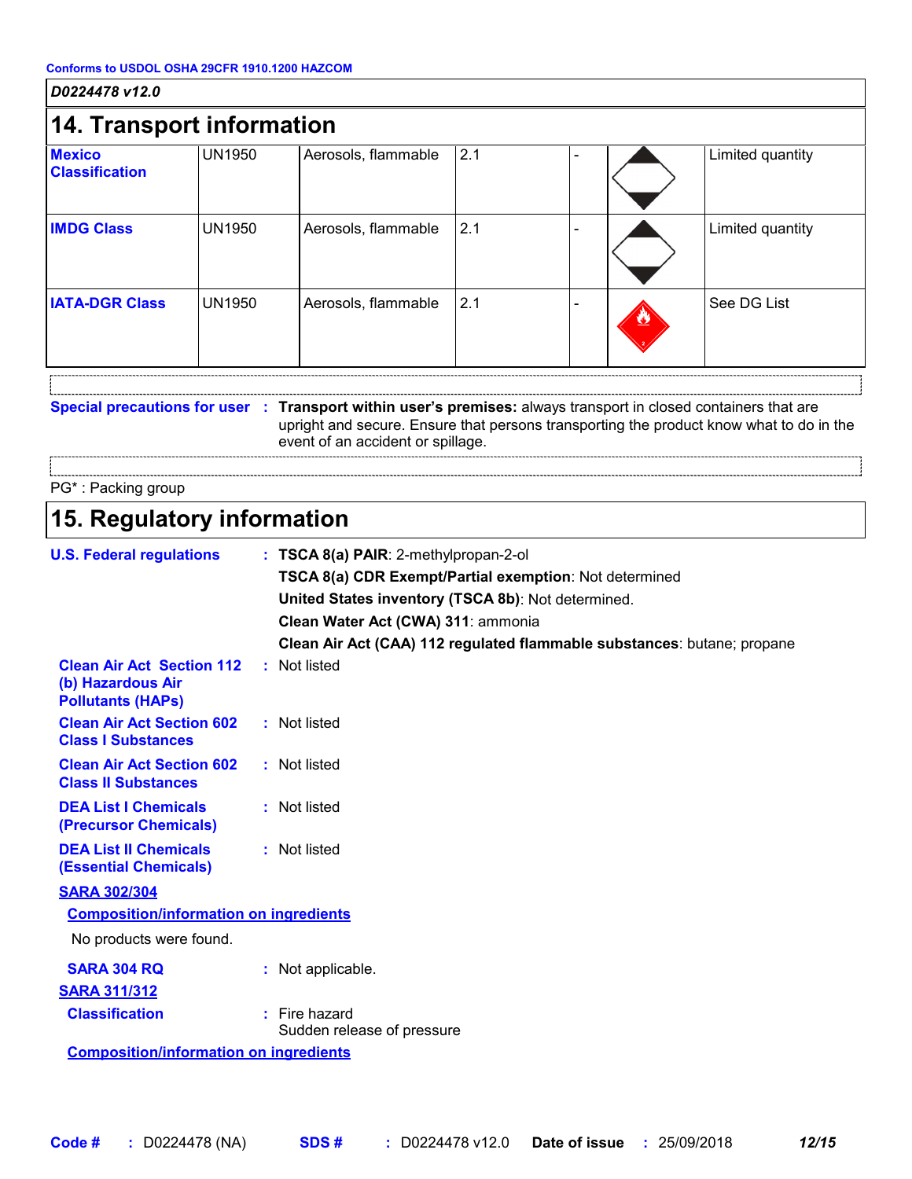Conforms to USDOL OSHA 29CFR 1910.1200 HAZCOM

*D0224478 v12.0*

## 14. Transport information

| | | | | | | |
|---|---|---|---|---|---|---|
| **Mexico Classification** | UN1950 | Aerosols, flammable | 2.1 | - | | Limited quantity |
| **IMDG Class** | UN1950 | Aerosols, flammable | 2.1 | - | | Limited quantity |
| **IATA-DGR Class** | UN1950 | Aerosols, flammable | 2.1 | - | | See DG List |

**Special precautions for user** : **Transport within user's premises:** always transport in closed containers that are upright and secure. Ensure that persons transporting the product know what to do in the event of an accident or spillage.

PG* : Packing group

## 15. Regulatory information

**U.S. Federal regulations** : **TSCA 8(a) PAIR**: 2-methylpropan-2-ol
**TSCA 8(a) CDR Exempt/Partial exemption**: Not determined
**United States inventory (TSCA 8b)**: Not determined.
**Clean Water Act (CWA) 311**: ammonia
**Clean Air Act (CAA) 112 regulated flammable substances**: butane; propane

**Clean Air Act Section 112 (b) Hazardous Air Pollutants (HAPs)** : Not listed

**Clean Air Act Section 602 Class I Substances** : Not listed

**Clean Air Act Section 602 Class II Substances** : Not listed

**DEA List I Chemicals (Precursor Chemicals)** : Not listed

**DEA List II Chemicals (Essential Chemicals)** : Not listed

**SARA 302/304**

**Composition/information on ingredients**

No products were found.

**SARA 304 RQ** : Not applicable.

**SARA 311/312**

**Classification** : Fire hazard
Sudden release of pressure

**Composition/information on ingredients**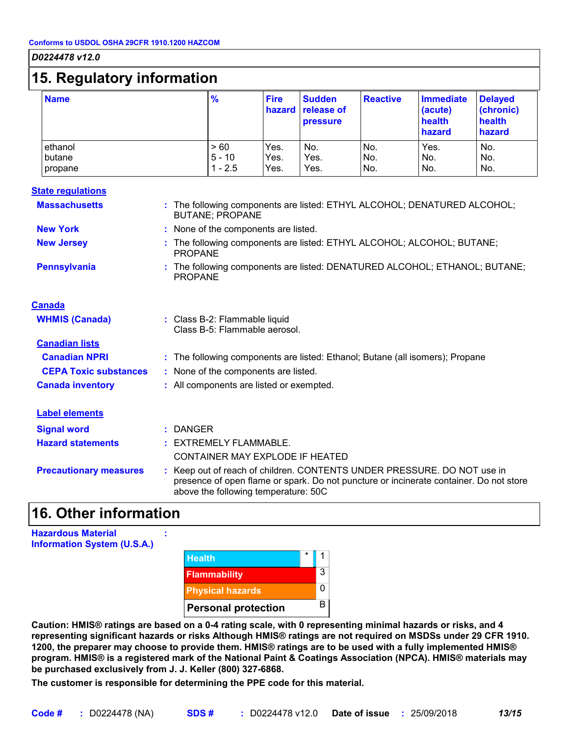Conforms to USDOL OSHA 29CFR 1910.1200 HAZCOM

*D0224478 v12.0*

# 15. Regulatory information

| Name | % | Fire hazard | Sudden release of pressure | Reactive | Immediate (acute) health hazard | Delayed (chronic) health hazard |
|---|---|---|---|---|---|---|
| ethanol | > 60 | Yes. | No. | No. | Yes. | No. |
| butane | 5 - 10 | Yes. | Yes. | No. | No. | No. |
| propane | 1 - 2.5 | Yes. | Yes. | No. | No. | No. |

**State regulations**

**Massachusetts** : The following components are listed: ETHYL ALCOHOL; DENATURED ALCOHOL; BUTANE; PROPANE

**New York** : None of the components are listed.

**New Jersey** : The following components are listed: ETHYL ALCOHOL; ALCOHOL; BUTANE; PROPANE

**Pennsylvania** : The following components are listed: DENATURED ALCOHOL; ETHANOL; BUTANE; PROPANE

**Canada**

**WHMIS (Canada)** : Class B-2: Flammable liquid
Class B-5: Flammable aerosol.

**Canadian lists**

**Canadian NPRI** : The following components are listed: Ethanol; Butane (all isomers); Propane

**CEPA Toxic substances** : None of the components are listed.

**Canada inventory** : All components are listed or exempted.

**Label elements**

**Signal word** : DANGER

**Hazard statements** : EXTREMELY FLAMMABLE.
CONTAINER MAY EXPLODE IF HEATED

**Precautionary measures** : Keep out of reach of children. CONTENTS UNDER PRESSURE. DO NOT use in presence of open flame or spark. Do not puncture or incinerate container. Do not store above the following temperature: 50C

# 16. Other information

**Hazardous Material Information System (U.S.A.)** :

| | | |
|---|---|---|
| Health | * | 1 |
| Flammability | | 3 |
| Physical hazards | | 0 |
| Personal protection | | B |

**Caution: HMIS® ratings are based on a 0-4 rating scale, with 0 representing minimal hazards or risks, and 4 representing significant hazards or risks Although HMIS® ratings are not required on MSDSs under 29 CFR 1910. 1200, the preparer may choose to provide them. HMIS® ratings are to be used with a fully implemented HMIS® program. HMIS® is a registered mark of the National Paint & Coatings Association (NPCA). HMIS® materials may be purchased exclusively from J. J. Keller (800) 327-6868.**

**The customer is responsible for determining the PPE code for this material.**

**Code #** : D0224478 (NA) **SDS #** : D0224478 v12.0 **Date of issue** : 25/09/2018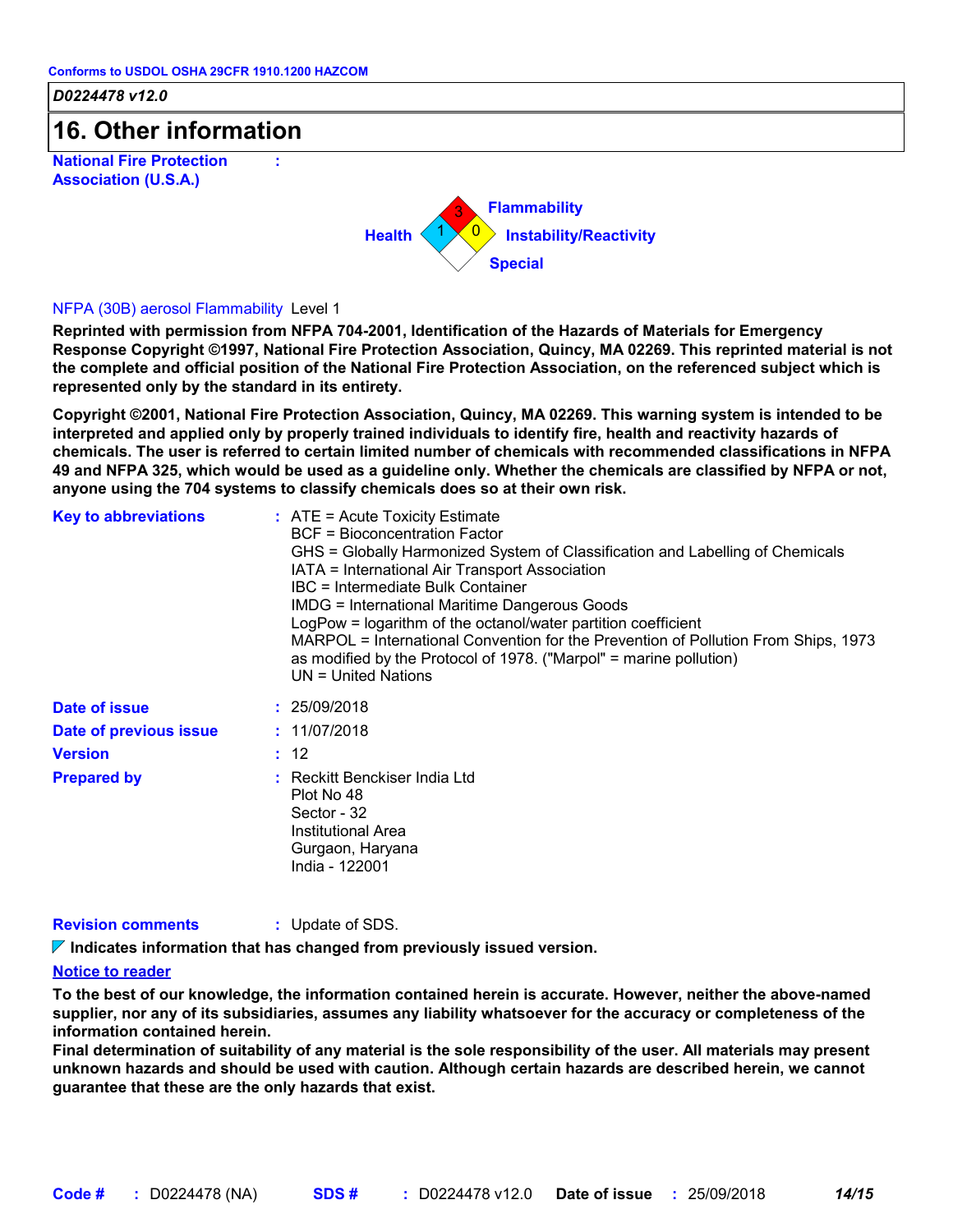Conforms to USDOL OSHA 29CFR 1910.1200 HAZCOM

*D0224478 v12.0*

# 16. Other information

**National Fire Protection Association (U.S.A.)** :

Health: 1
Flammability: 3
Instability/Reactivity: 0
Special:

NFPA (30B) aerosol Flammability Level 1

**Reprinted with permission from NFPA 704-2001, Identification of the Hazards of Materials for Emergency Response Copyright ©1997, National Fire Protection Association, Quincy, MA 02269. This reprinted material is not the complete and official position of the National Fire Protection Association, on the referenced subject which is represented only by the standard in its entirety.**

**Copyright ©2001, National Fire Protection Association, Quincy, MA 02269. This warning system is intended to be interpreted and applied only by properly trained individuals to identify fire, health and reactivity hazards of chemicals. The user is referred to certain limited number of chemicals with recommended classifications in NFPA 49 and NFPA 325, which would be used as a guideline only. Whether the chemicals are classified by NFPA or not, anyone using the 704 systems to classify chemicals does so at their own risk.**

**Key to abbreviations** :
ATE = Acute Toxicity Estimate
BCF = Bioconcentration Factor
GHS = Globally Harmonized System of Classification and Labelling of Chemicals
IATA = International Air Transport Association
IBC = Intermediate Bulk Container
IMDG = International Maritime Dangerous Goods
LogPow = logarithm of the octanol/water partition coefficient
MARPOL = International Convention for the Prevention of Pollution From Ships, 1973 as modified by the Protocol of 1978. ("Marpol" = marine pollution)
UN = United Nations

**Date of issue** : 25/09/2018

**Date of previous issue** : 11/07/2018

**Version** : 12

**Prepared by** :
Reckitt Benckiser India Ltd
Plot No 48
Sector - 32
Institutional Area
Gurgaon, Haryana
India - 122001

**Revision comments** : Update of SDS.

**Indicates information that has changed from previously issued version.**

**Notice to reader**

**To the best of our knowledge, the information contained herein is accurate. However, neither the above-named supplier, nor any of its subsidiaries, assumes any liability whatsoever for the accuracy or completeness of the information contained herein.**
**Final determination of suitability of any material is the sole responsibility of the user. All materials may present unknown hazards and should be used with caution. Although certain hazards are described herein, we cannot guarantee that these are the only hazards that exist.**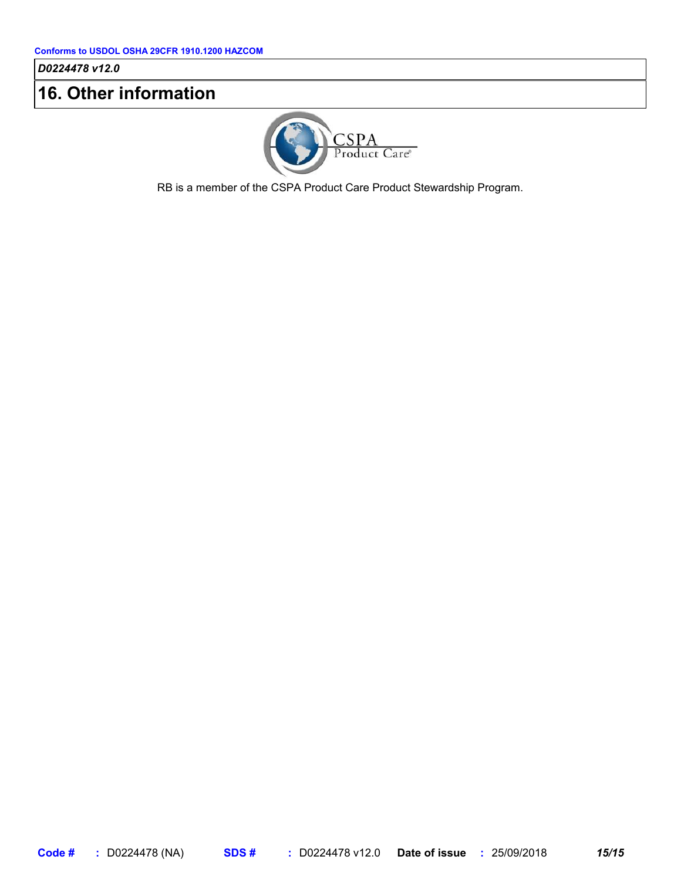## 16. Other information

RB is a member of the CSPA Product Care Product Stewardship Program.